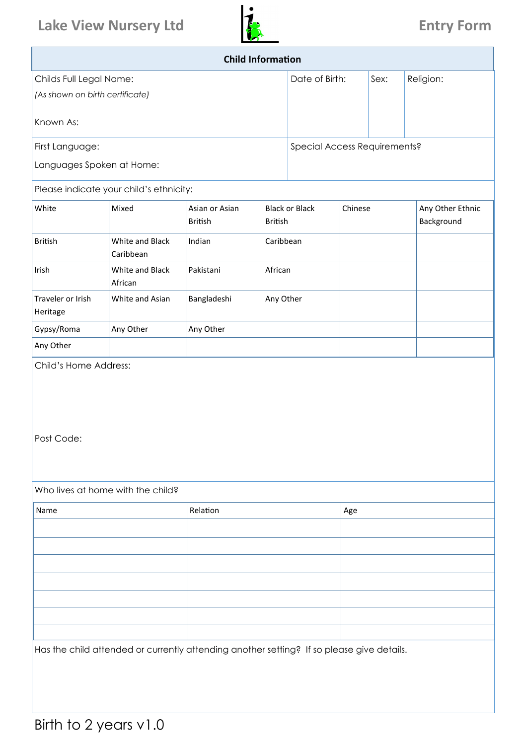# Lake View Nursery Ltd

# Entry Form

## Child Information

| Childs Full Legal Name: *(As shown on birth certificate)* Known As: | Date of Birth: | Sex: | Religion: |
|---|---|---|---|

| First Language: Languages Spoken at Home: | Special Access Requirements? |
|---|---|

Please indicate your child's ethnicity:

| White | Mixed | Asian or Asian British | Black or Black British | Chinese | Any Other Ethnic Background |
|---|---|---|---|---|---|
| British | White and Black Caribbean | Indian | Caribbean | | |
| Irish | White and Black African | Pakistani | African | | |
| Traveler or Irish Heritage | White and Asian | Bangladeshi | Any Other | | |
| Gypsy/Roma | Any Other | Any Other | | | |
| Any Other | | | | | |

Child's Home Address:

Post Code:

Who lives at home with the child?

| Name | Relation | Age |
|---|---|---|
| | | |
| | | |
| | | |
| | | |
| | | |
| | | |
| | | |

Has the child attended or currently attending another setting? If so please give details.

Birth to 2 years v1.0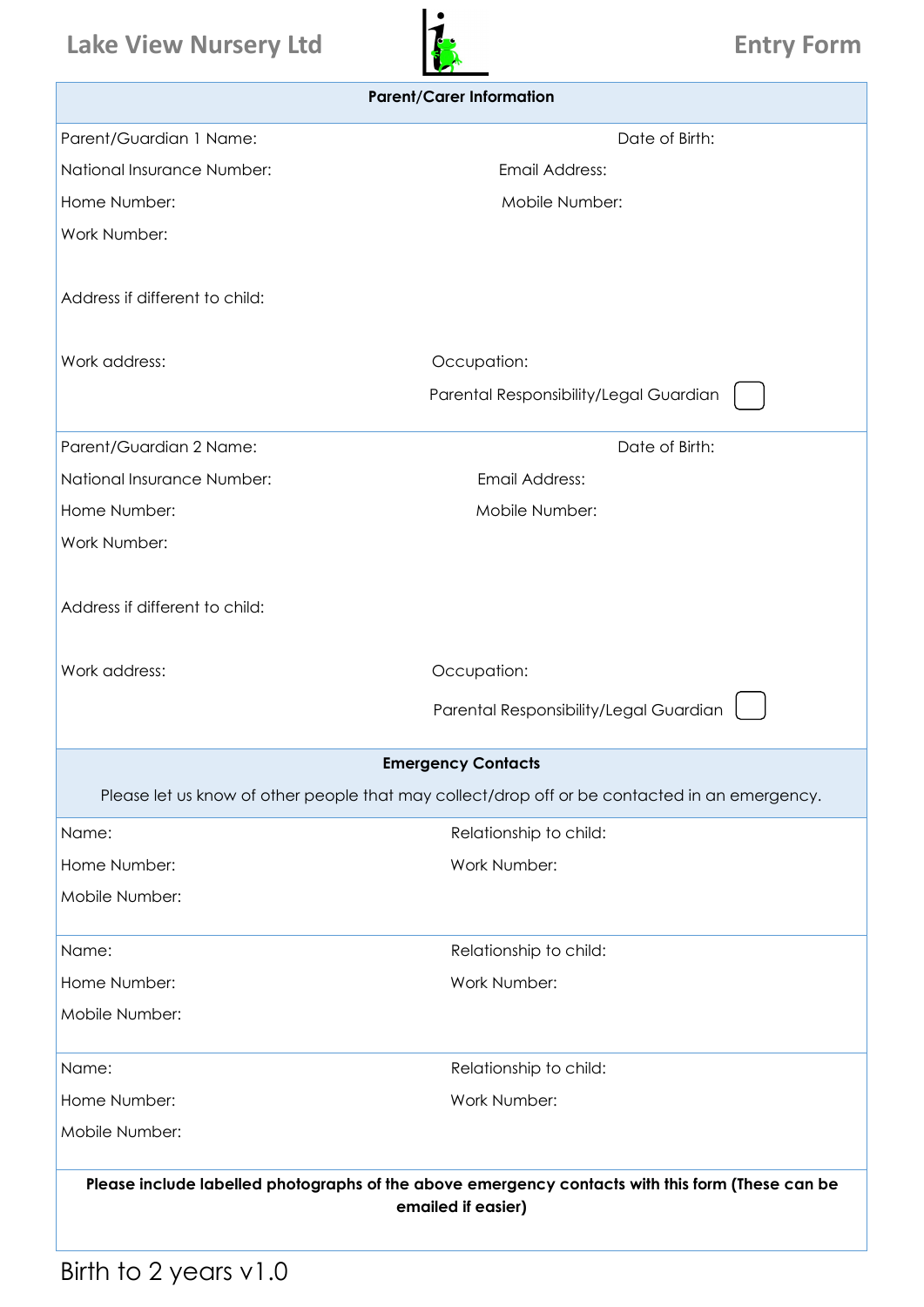Lake View Nursery Ltd

# Entry Form

## Parent/Carer Information

Parent/Guardian 1 Name: Date of Birth:

National Insurance Number: Email Address:

Home Number: Mobile Number:

Work Number:

Address if different to child:

Work address: Occupation:

Parental Responsibility/Legal Guardian ☐

Parent/Guardian 2 Name: Date of Birth:

National Insurance Number: Email Address:

Home Number: Mobile Number:

Work Number:

Address if different to child:

Work address: Occupation:

Parental Responsibility/Legal Guardian ☐

## Emergency Contacts

Please let us know of other people that may collect/drop off or be contacted in an emergency.

Name: Relationship to child:

Home Number: Work Number:

Mobile Number:

Name: Relationship to child:

Home Number: Work Number:

Mobile Number:

Name: Relationship to child:

Home Number: Work Number:

Mobile Number:

**Please include labelled photographs of the above emergency contacts with this form (These can be emailed if easier)**

Birth to 2 years v1.0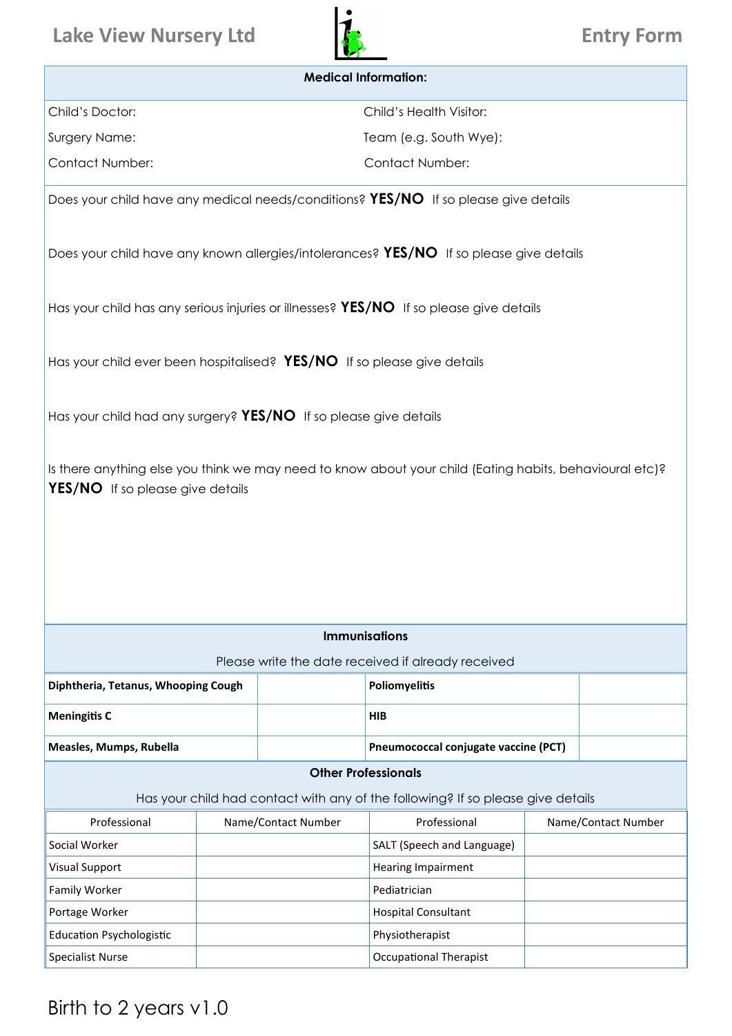Lake View Nursery Ltd — Entry Form

## Medical Information:

| Child's Doctor: | Child's Health Visitor: |
|---|---|
| Surgery Name: | Team (e.g. South Wye): |
| Contact Number: | Contact Number: |

Does your child have any medical needs/conditions? **YES/NO** If so please give details

Does your child have any known allergies/intolerances? **YES/NO** If so please give details

Has your child has any serious injuries or illnesses? **YES/NO** If so please give details

Has your child ever been hospitalised? **YES/NO** If so please give details

Has your child had any surgery? **YES/NO** If so please give details

Is there anything else you think we may need to know about your child (Eating habits, behavioural etc)? **YES/NO** If so please give details

## Immunisations

Please write the date received if already received

| | | | |
|---|---|---|---|
| **Diphtheria, Tetanus, Whooping Cough** | | **Poliomyelitis** | |
| **Meningitis C** | | **HIB** | |
| **Measles, Mumps, Rubella** | | **Pneumococcal conjugate vaccine (PCT)** | |

## Other Professionals

Has your child had contact with any of the following? If so please give details

| Professional | Name/Contact Number | Professional | Name/Contact Number |
|---|---|---|---|
| Social Worker | | SALT (Speech and Language) | |
| Visual Support | | Hearing Impairment | |
| Family Worker | | Pediatrician | |
| Portage Worker | | Hospital Consultant | |
| Education Psychologistic | | Physiotherapist | |
| Specialist Nurse | | Occupational Therapist | |

Birth to 2 years v1.0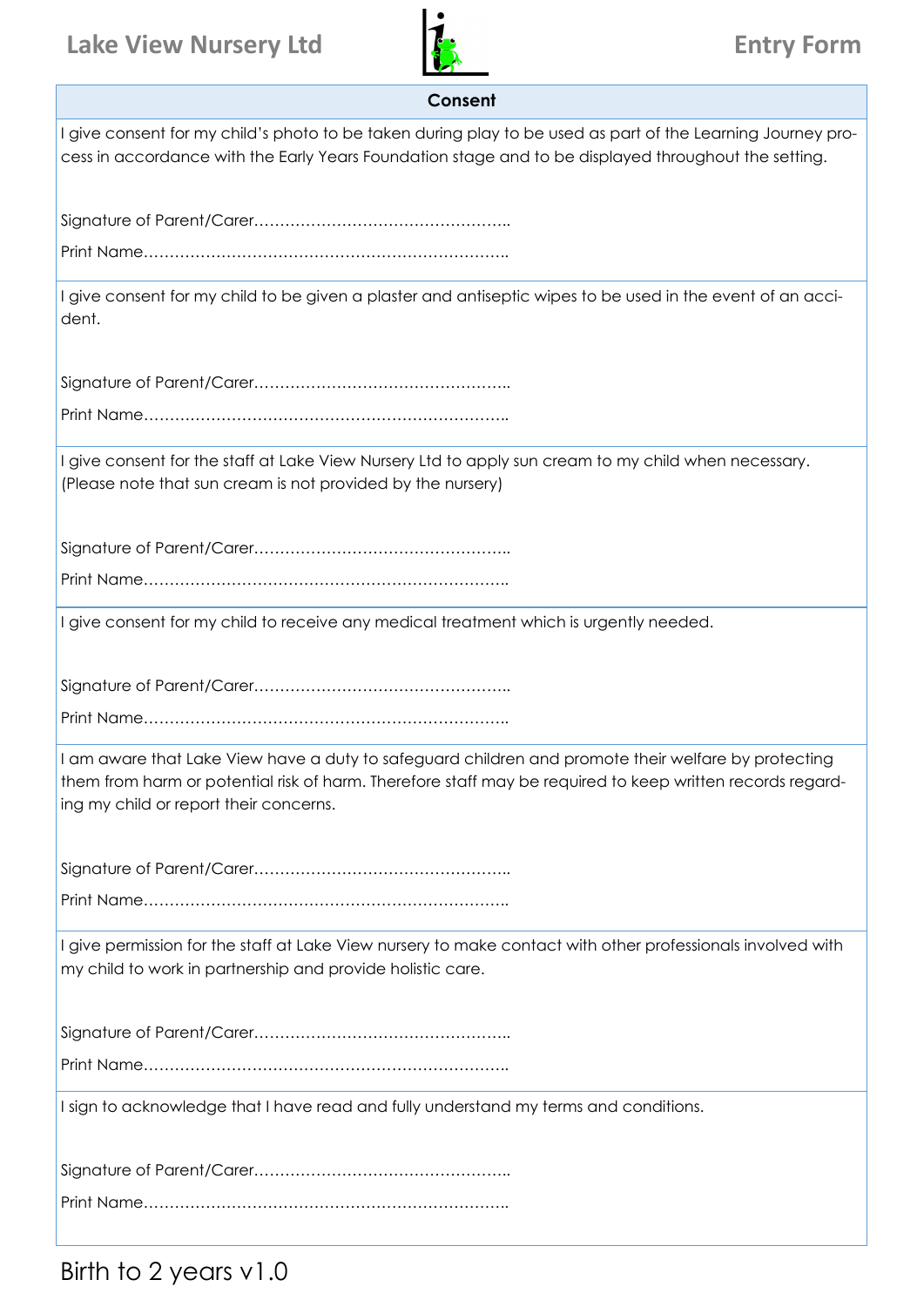**Lake View Nursery Ltd** **Entry Form**

## Consent

I give consent for my child's photo to be taken during play to be used as part of the Learning Journey process in accordance with the Early Years Foundation stage and to be displayed throughout the setting.

Signature of Parent/Carer…………………………………………..

Print Name……………………………………………………………..

I give consent for my child to be given a plaster and antiseptic wipes to be used in the event of an accident.

Signature of Parent/Carer…………………………………………..

Print Name……………………………………………………………..

I give consent for the staff at Lake View Nursery Ltd to apply sun cream to my child when necessary. (Please note that sun cream is not provided by the nursery)

Signature of Parent/Carer…………………………………………..

Print Name……………………………………………………………..

I give consent for my child to receive any medical treatment which is urgently needed.

Signature of Parent/Carer…………………………………………..

Print Name……………………………………………………………..

I am aware that Lake View have a duty to safeguard children and promote their welfare by protecting them from harm or potential risk of harm. Therefore staff may be required to keep written records regarding my child or report their concerns.

Signature of Parent/Carer…………………………………………..

Print Name……………………………………………………………..

I give permission for the staff at Lake View nursery to make contact with other professionals involved with my child to work in partnership and provide holistic care.

Signature of Parent/Carer…………………………………………..

Print Name……………………………………………………………..

I sign to acknowledge that I have read and fully understand my terms and conditions.

Signature of Parent/Carer…………………………………………..

Print Name……………………………………………………………..

Birth to 2 years v1.0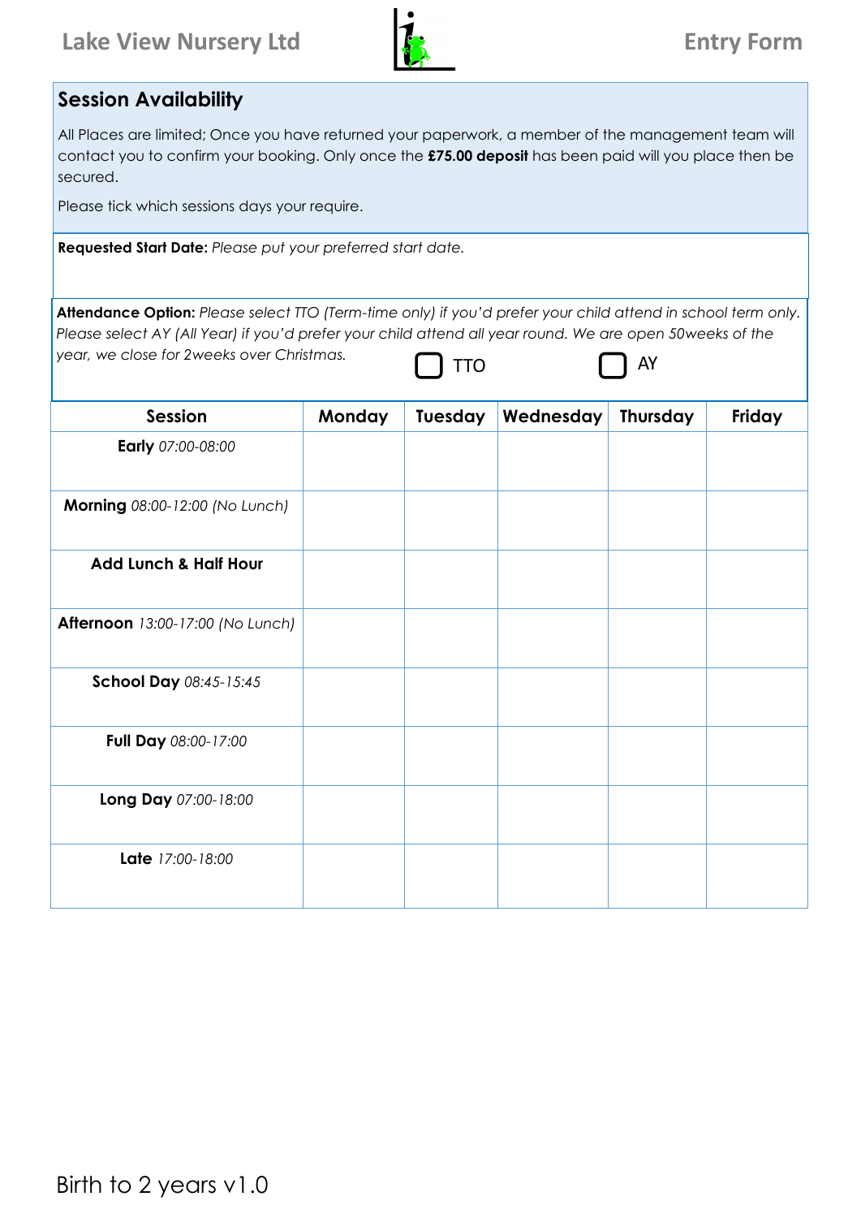Lake View Nursery Ltd — Entry Form

## Session Availability

All Places are limited; Once you have returned your paperwork, a member of the management team will contact you to confirm your booking. Only once the **£75.00 deposit** has been paid will you place then be secured.

Please tick which sessions days your require.

**Requested Start Date:** *Please put your preferred start date.*

**Attendance Option:** *Please select TTO (Term-time only) if you'd prefer your child attend in school term only. Please select AY (All Year) if you'd prefer your child attend all year round. We are open 50weeks of the year, we close for 2weeks over Christmas.*

☐ TTO ☐ AY

| Session | Monday | Tuesday | Wednesday | Thursday | Friday |
|---|---|---|---|---|---|
| **Early** *07:00-08:00* | | | | | |
| **Morning** *08:00-12:00 (No Lunch)* | | | | | |
| **Add Lunch & Half Hour** | | | | | |
| **Afternoon** *13:00-17:00 (No Lunch)* | | | | | |
| **School Day** *08:45-15:45* | | | | | |
| **Full Day** *08:00-17:00* | | | | | |
| **Long Day** *07:00-18:00* | | | | | |
| **Late** *17:00-18:00* | | | | | |

Birth to 2 years v1.0